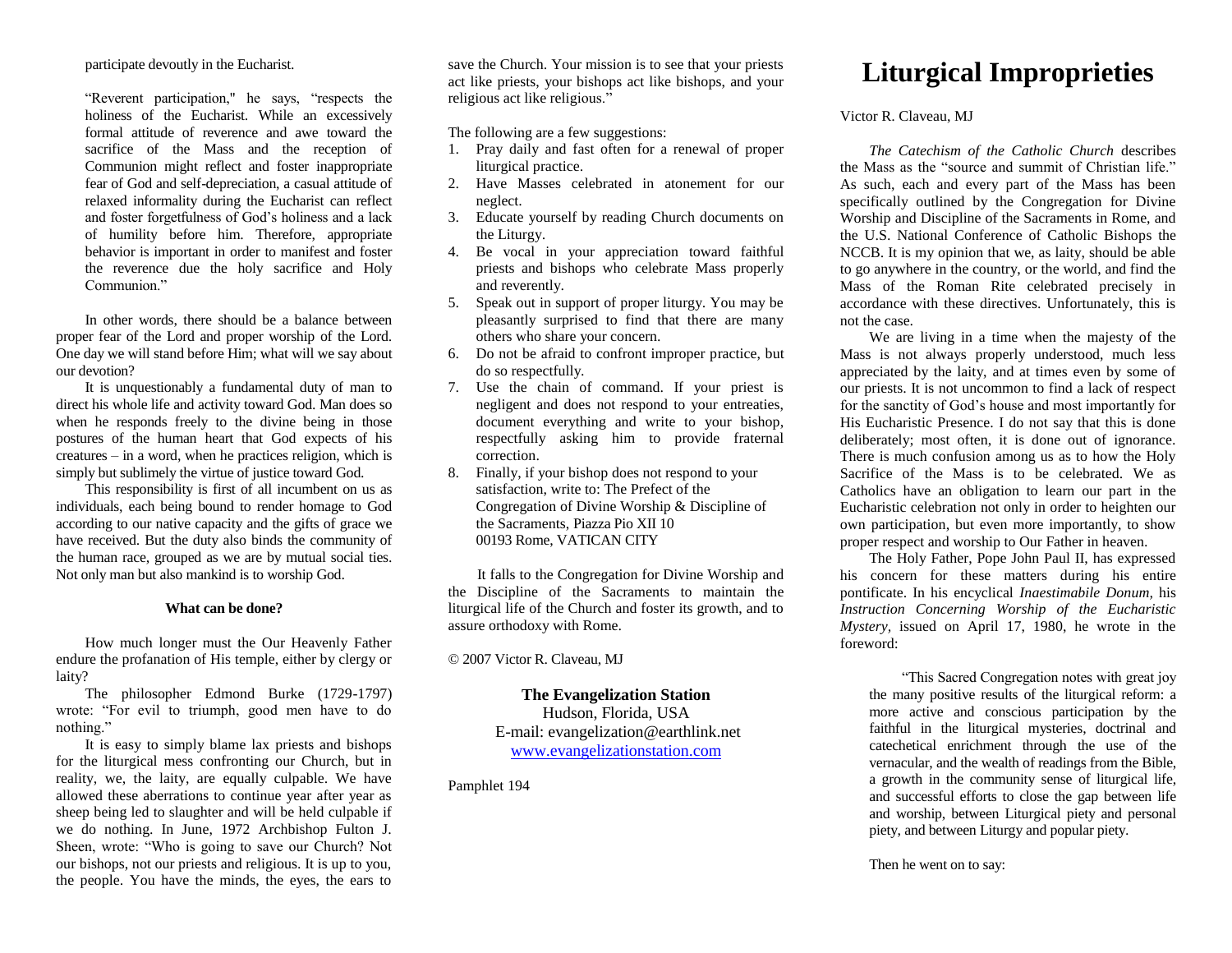participate devoutly in the Eucharist.

"Reverent participation," he says, "respects the holiness of the Eucharist. While an excessively formal attitude of reverence and awe toward the sacrifice of the Mass and the reception of Communion might reflect and foster inappropriate fear of God and self-depreciation, a casual attitude of relaxed informality during the Eucharist can reflect and foster forgetfulness of God's holiness and a lack of humility before him. Therefore, appropriate behavior is important in order to manifest and foster the reverence due the holy sacrifice and Holy Communion."

In other words, there should be a balance between proper fear of the Lord and proper worship of the Lord. One day we will stand before Him; what will we say about our devotion?

It is unquestionably a fundamental duty of man to direct his whole life and activity toward God. Man does so when he responds freely to the divine being in those postures of the human heart that God expects of his creatures – in a word, when he practices religion, which is simply but sublimely the virtue of justice toward God.

This responsibility is first of all incumbent on us as individuals, each being bound to render homage to God according to our native capacity and the gifts of grace we have received. But the duty also binds the community of the human race, grouped as we are by mutual social ties. Not only man but also mankind is to worship God.

**What can be done?**

How much longer must the Our Heavenly Father endure the profanation of His temple, either by clergy or laity?

The philosopher Edmond Burke (1729-1797) wrote: "For evil to triumph, good men have to do nothing."

It is easy to simply blame lax priests and bishops for the liturgical mess confronting our Church, but in reality, we, the laity, are equally culpable. We have allowed these aberrations to continue year after year as sheep being led to slaughter and will be held culpable if we do nothing. In June, 1972 Archbishop Fulton J. Sheen, wrote: "Who is going to save our Church? Not our bishops, not our priests and religious. It is up to you, the people. You have the minds, the eyes, the ears to save the Church. Your mission is to see that your priests act like priests, your bishops act like bishops, and your religious act like religious."

The following are a few suggestions:

1. Pray daily and fast often for a renewal of proper liturgical practice.
2. Have Masses celebrated in atonement for our neglect.
3. Educate yourself by reading Church documents on the Liturgy.
4. Be vocal in your appreciation toward faithful priests and bishops who celebrate Mass properly and reverently.
5. Speak out in support of proper liturgy. You may be pleasantly surprised to find that there are many others who share your concern.
6. Do not be afraid to confront improper practice, but do so respectfully.
7. Use the chain of command. If your priest is negligent and does not respond to your entreaties, document everything and write to your bishop, respectfully asking him to provide fraternal correction.
8. Finally, if your bishop does not respond to your satisfaction, write to: The Prefect of the Congregation of Divine Worship & Discipline of the Sacraments, Piazza Pio XII 10 00193 Rome, VATICAN CITY

It falls to the Congregation for Divine Worship and the Discipline of the Sacraments to maintain the liturgical life of the Church and foster its growth, and to assure orthodoxy with Rome.

© 2007 Victor R. Claveau, MJ

**The Evangelization Station**
Hudson, Florida, USA
E-mail: evangelization@earthlink.net
www.evangelizationstation.com

Pamphlet 194

# Liturgical Improprieties

Victor R. Claveau, MJ

*The Catechism of the Catholic Church* describes the Mass as the "source and summit of Christian life." As such, each and every part of the Mass has been specifically outlined by the Congregation for Divine Worship and Discipline of the Sacraments in Rome, and the U.S. National Conference of Catholic Bishops the NCCB. It is my opinion that we, as laity, should be able to go anywhere in the country, or the world, and find the Mass of the Roman Rite celebrated precisely in accordance with these directives. Unfortunately, this is not the case.

We are living in a time when the majesty of the Mass is not always properly understood, much less appreciated by the laity, and at times even by some of our priests. It is not uncommon to find a lack of respect for the sanctity of God's house and most importantly for His Eucharistic Presence. I do not say that this is done deliberately; most often, it is done out of ignorance. There is much confusion among us as to how the Holy Sacrifice of the Mass is to be celebrated. We as Catholics have an obligation to learn our part in the Eucharistic celebration not only in order to heighten our own participation, but even more importantly, to show proper respect and worship to Our Father in heaven.

The Holy Father, Pope John Paul II, has expressed his concern for these matters during his entire pontificate. In his encyclical *Inaestimabile Donum,* his *Instruction Concerning Worship of the Eucharistic Mystery,* issued on April 17, 1980, he wrote in the foreword:

> "This Sacred Congregation notes with great joy the many positive results of the liturgical reform: a more active and conscious participation by the faithful in the liturgical mysteries, doctrinal and catechetical enrichment through the use of the vernacular, and the wealth of readings from the Bible, a growth in the community sense of liturgical life, and successful efforts to close the gap between life and worship, between Liturgical piety and personal piety, and between Liturgy and popular piety.

Then he went on to say: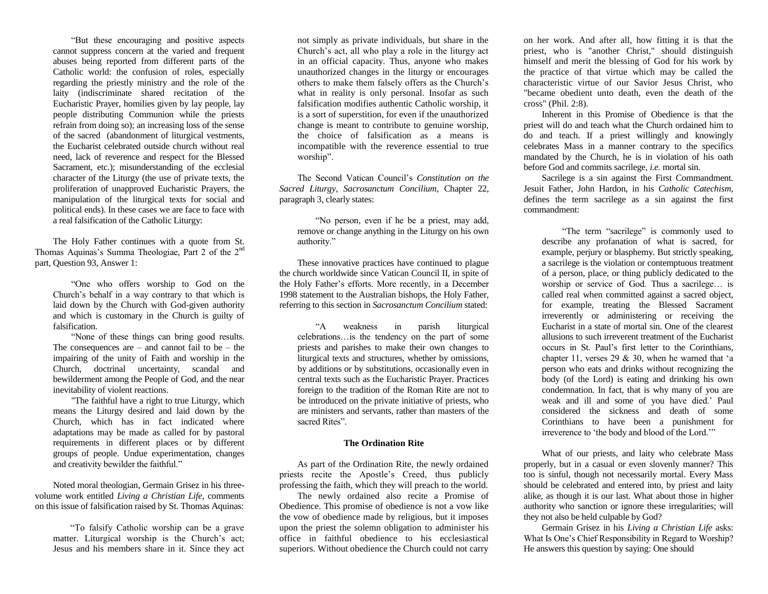"But these encouraging and positive aspects cannot suppress concern at the varied and frequent abuses being reported from different parts of the Catholic world: the confusion of roles, especially regarding the priestly ministry and the role of the laity (indiscriminate shared recitation of the Eucharistic Prayer, homilies given by lay people, lay people distributing Communion while the priests refrain from doing so); an increasing loss of the sense of the sacred (abandonment of liturgical vestments, the Eucharist celebrated outside church without real need, lack of reverence and respect for the Blessed Sacrament, etc.); misunderstanding of the ecclesial character of the Liturgy (the use of private texts, the proliferation of unapproved Eucharistic Prayers, the manipulation of the liturgical texts for social and political ends). In these cases we are face to face with a real falsification of the Catholic Liturgy:

The Holy Father continues with a quote from St. Thomas Aquinas's Summa Theologiae, Part 2 of the 2nd part, Question 93, Answer 1:

> "One who offers worship to God on the Church's behalf in a way contrary to that which is laid down by the Church with God-given authority and which is customary in the Church is guilty of falsification.
>
> "None of these things can bring good results. The consequences are – and cannot fail to be – the impairing of the unity of Faith and worship in the Church, doctrinal uncertainty, scandal and bewilderment among the People of God, and the near inevitability of violent reactions.
>
> "The faithful have a right to true Liturgy, which means the Liturgy desired and laid down by the Church, which has in fact indicated where adaptations may be made as called for by pastoral requirements in different places or by different groups of people. Undue experimentation, changes and creativity bewilder the faithful."

Noted moral theologian, Germain Grisez in his three-volume work entitled *Living a Christian Life*, comments on this issue of falsification raised by St. Thomas Aquinas:

> "To falsify Catholic worship can be a grave matter. Liturgical worship is the Church's act; Jesus and his members share in it. Since they act not simply as private individuals, but share in the Church's act, all who play a role in the liturgy act in an official capacity. Thus, anyone who makes unauthorized changes in the liturgy or encourages others to make them falsely offers as the Church's what in reality is only personal. Insofar as such falsification modifies authentic Catholic worship, it is a sort of superstition, for even if the unauthorized change is meant to contribute to genuine worship, the choice of falsification as a means is incompatible with the reverence essential to true worship".

The Second Vatican Council's *Constitution on the Sacred Liturgy, Sacrosanctum Concilium*, Chapter 22, paragraph 3, clearly states:

> "No person, even if he be a priest, may add, remove or change anything in the Liturgy on his own authority."

These innovative practices have continued to plague the church worldwide since Vatican Council II, in spite of the Holy Father's efforts. More recently, in a December 1998 statement to the Australian bishops, the Holy Father, referring to this section in *Sacrosanctum Concilium* stated:

> "A weakness in parish liturgical celebrations…is the tendency on the part of some priests and parishes to make their own changes to liturgical texts and structures, whether by omissions, by additions or by substitutions, occasionally even in central texts such as the Eucharistic Prayer. Practices foreign to the tradition of the Roman Rite are not to be introduced on the private initiative of priests, who are ministers and servants, rather than masters of the sacred Rites".

### The Ordination Rite

As part of the Ordination Rite, the newly ordained priests recite the Apostle's Creed, thus publicly professing the faith, which they will preach to the world.

The newly ordained also recite a Promise of Obedience. This promise of obedience is not a vow like the vow of obedience made by religious, but it imposes upon the priest the solemn obligation to administer his office in faithful obedience to his ecclesiastical superiors. Without obedience the Church could not carry on her work. And after all, how fitting it is that the priest, who is "another Christ," should distinguish himself and merit the blessing of God for his work by the practice of that virtue which may be called the characteristic virtue of our Savior Jesus Christ, who "became obedient unto death, even the death of the cross" (Phil. 2:8).

Inherent in this Promise of Obedience is that the priest will do and teach what the Church ordained him to do and teach. If a priest willingly and knowingly celebrates Mass in a manner contrary to the specifics mandated by the Church, he is in violation of his oath before God and commits sacrilege, *i.e.* mortal sin.

Sacrilege is a sin against the First Commandment. Jesuit Father, John Hardon, in his *Catholic Catechism*, defines the term sacrilege as a sin against the first commandment:

> "The term "sacrilege" is commonly used to describe any profanation of what is sacred, for example, perjury or blasphemy. But strictly speaking, a sacrilege is the violation or contemptuous treatment of a person, place, or thing publicly dedicated to the worship or service of God. Thus a sacrilege… is called real when committed against a sacred object, for example, treating the Blessed Sacrament irreverently or administering or receiving the Eucharist in a state of mortal sin. One of the clearest allusions to such irreverent treatment of the Eucharist occurs in St. Paul's first letter to the Corinthians, chapter 11, verses 29 & 30, when he warned that 'a person who eats and drinks without recognizing the body (of the Lord) is eating and drinking his own condemnation. In fact, that is why many of you are weak and ill and some of you have died.' Paul considered the sickness and death of some Corinthians to have been a punishment for irreverence to 'the body and blood of the Lord.'"

What of our priests, and laity who celebrate Mass properly, but in a casual or even slovenly manner? This too is sinful, though not necessarily mortal. Every Mass should be celebrated and entered into, by priest and laity alike, as though it is our last. What about those in higher authority who sanction or ignore these irregularities; will they not also be held culpable by God?

Germain Grisez in his *Living a Christian Life* asks: What Is One's Chief Responsibility in Regard to Worship? He answers this question by saying: One should